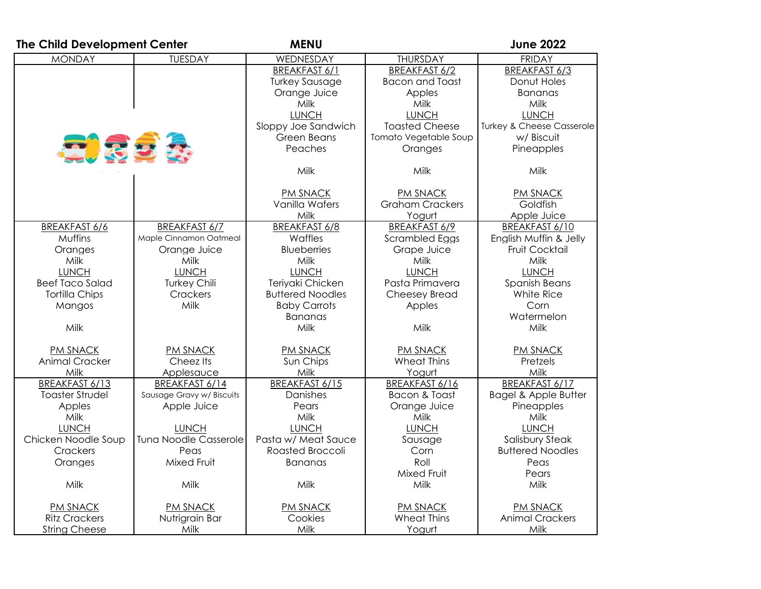**The Child Development Center** **MENU** **June 2022**

| MONDAY | TUESDAY | WEDNESDAY | THURSDAY | FRIDAY |
|---|---|---|---|---|
| | | BREAKFAST 6/1<br>Turkey Sausage<br>Orange Juice<br>Milk<br>LUNCH<br>Sloppy Joe Sandwich<br>Green Beans<br>Peaches<br><br>Milk<br><br>PM SNACK<br>Vanilla Wafers<br>Milk | BREAKFAST 6/2<br>Bacon and Toast<br>Apples<br>Milk<br>LUNCH<br>Toasted Cheese<br>Tomato Vegetable Soup<br>Oranges<br><br>Milk<br><br>PM SNACK<br>Graham Crackers<br>Yogurt | BREAKFAST 6/3<br>Donut Holes<br>Bananas<br>Milk<br>LUNCH<br>Turkey & Cheese Casserole<br>w/ Biscuit<br>Pineapples<br><br>Milk<br><br>PM SNACK<br>Goldfish<br>Apple Juice |
| BREAKFAST 6/6<br>Muffins<br>Oranges<br>Milk<br>LUNCH<br>Beef Taco Salad<br>Tortilla Chips<br>Mangos<br><br>Milk<br><br>PM SNACK<br>Animal Cracker<br>Milk | BREAKFAST 6/7<br>Maple Cinnamon Oatmeal<br>Orange Juice<br>Milk<br>LUNCH<br>Turkey Chili<br>Crackers<br>Milk<br><br><br><br>PM SNACK<br>Cheez Its<br>Applesauce | BREAKFAST 6/8<br>Waffles<br>Blueberries<br>Milk<br>LUNCH<br>Teriyaki Chicken<br>Buttered Noodles<br>Baby Carrots<br>Bananas<br>Milk<br><br>PM SNACK<br>Sun Chips<br>Milk | BREAKFAST 6/9<br>Scrambled Eggs<br>Grape Juice<br>Milk<br>LUNCH<br>Pasta Primavera<br>Cheesey Bread<br>Apples<br><br>Milk<br><br>PM SNACK<br>Wheat Thins<br>Yogurt | BREAKFAST 6/10<br>English Muffin & Jelly<br>Fruit Cocktail<br>Milk<br>LUNCH<br>Spanish Beans<br>White Rice<br>Corn<br>Watermelon<br>Milk<br><br>PM SNACK<br>Pretzels<br>Milk |
| BREAKFAST 6/13<br>Toaster Strudel<br>Apples<br>Milk<br>LUNCH<br>Chicken Noodle Soup<br>Crackers<br>Oranges<br><br>Milk<br><br>PM SNACK<br>Ritz Crackers<br>String Cheese | BREAKFAST 6/14<br>Sausage Gravy w/ Biscuits<br>Apple Juice<br><br>LUNCH<br>Tuna Noodle Casserole<br>Peas<br>Mixed Fruit<br><br>Milk<br><br>PM SNACK<br>Nutrigrain Bar<br>Milk | BREAKFAST 6/15<br>Danishes<br>Pears<br>Milk<br>LUNCH<br>Pasta w/ Meat Sauce<br>Roasted Broccoli<br>Bananas<br><br>Milk<br><br>PM SNACK<br>Cookies<br>Milk | BREAKFAST 6/16<br>Bacon & Toast<br>Orange Juice<br>Milk<br>LUNCH<br>Sausage<br>Corn<br>Roll<br>Mixed Fruit<br>Milk<br><br>PM SNACK<br>Wheat Thins<br>Yogurt | BREAKFAST 6/17<br>Bagel & Apple Butter<br>Pineapples<br>Milk<br>LUNCH<br>Salisbury Steak<br>Buttered Noodles<br>Peas<br>Pears<br>Milk<br><br>PM SNACK<br>Animal Crackers<br>Milk |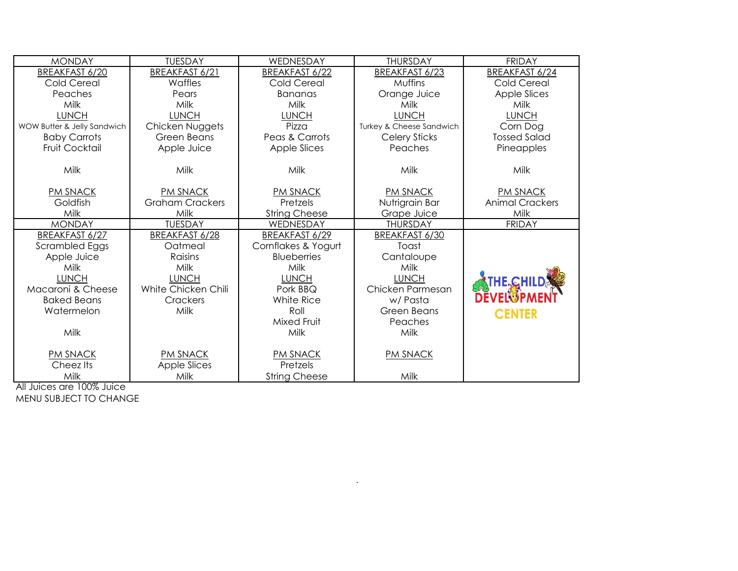| MONDAY | TUESDAY | WEDNESDAY | THURSDAY | FRIDAY |
|---|---|---|---|---|
| BREAKFAST 6/20 | BREAKFAST 6/21 | BREAKFAST 6/22 | BREAKFAST 6/23 | BREAKFAST 6/24 |
| Cold Cereal | Waffles | Cold Cereal | Muffins | Cold Cereal |
| Peaches | Pears | Bananas | Orange Juice | Apple Slices |
| Milk | Milk | Milk | Milk | Milk |
| LUNCH | LUNCH | LUNCH | LUNCH | LUNCH |
| WOW Butter & Jelly Sandwich | Chicken Nuggets | Pizza | Turkey & Cheese Sandwich | Corn Dog |
| Baby Carrots | Green Beans | Peas & Carrots | Celery Sticks | Tossed Salad |
| Fruit Cocktail | Apple Juice | Apple Slices | Peaches | Pineapples |
| Milk | Milk | Milk | Milk | Milk |
| PM SNACK | PM SNACK | PM SNACK | PM SNACK | PM SNACK |
| Goldfish | Graham Crackers | Pretzels | Nutrigrain Bar | Animal Crackers |
| Milk | Milk | String Cheese | Grape Juice | Milk |
| MONDAY | TUESDAY | WEDNESDAY | THURSDAY | FRIDAY |
| BREAKFAST 6/27 | BREAKFAST 6/28 | BREAKFAST 6/29 | BREAKFAST 6/30 | |
| Scrambled Eggs | Oatmeal | Cornflakes & Yogurt | Toast | |
| Apple Juice | Raisins | Blueberries | Cantaloupe | |
| Milk | Milk | Milk | Milk | |
| LUNCH | LUNCH | LUNCH | LUNCH | THE CHILD DEVELOPMENT CENTER |
| Macaroni & Cheese | White Chicken Chili | Pork BBQ | Chicken Parmesan | |
| Baked Beans | Crackers | White Rice | w/ Pasta | |
| Watermelon | Milk | Roll | Green Beans | |
| | | Mixed Fruit | Peaches | |
| Milk | | Milk | Milk | |
| PM SNACK | PM SNACK | PM SNACK | PM SNACK | |
| Cheez Its | Apple Slices | Pretzels | | |
| Milk | Milk | String Cheese | Milk | |

All Juices are 100% Juice

MENU SUBJECT TO CHANGE